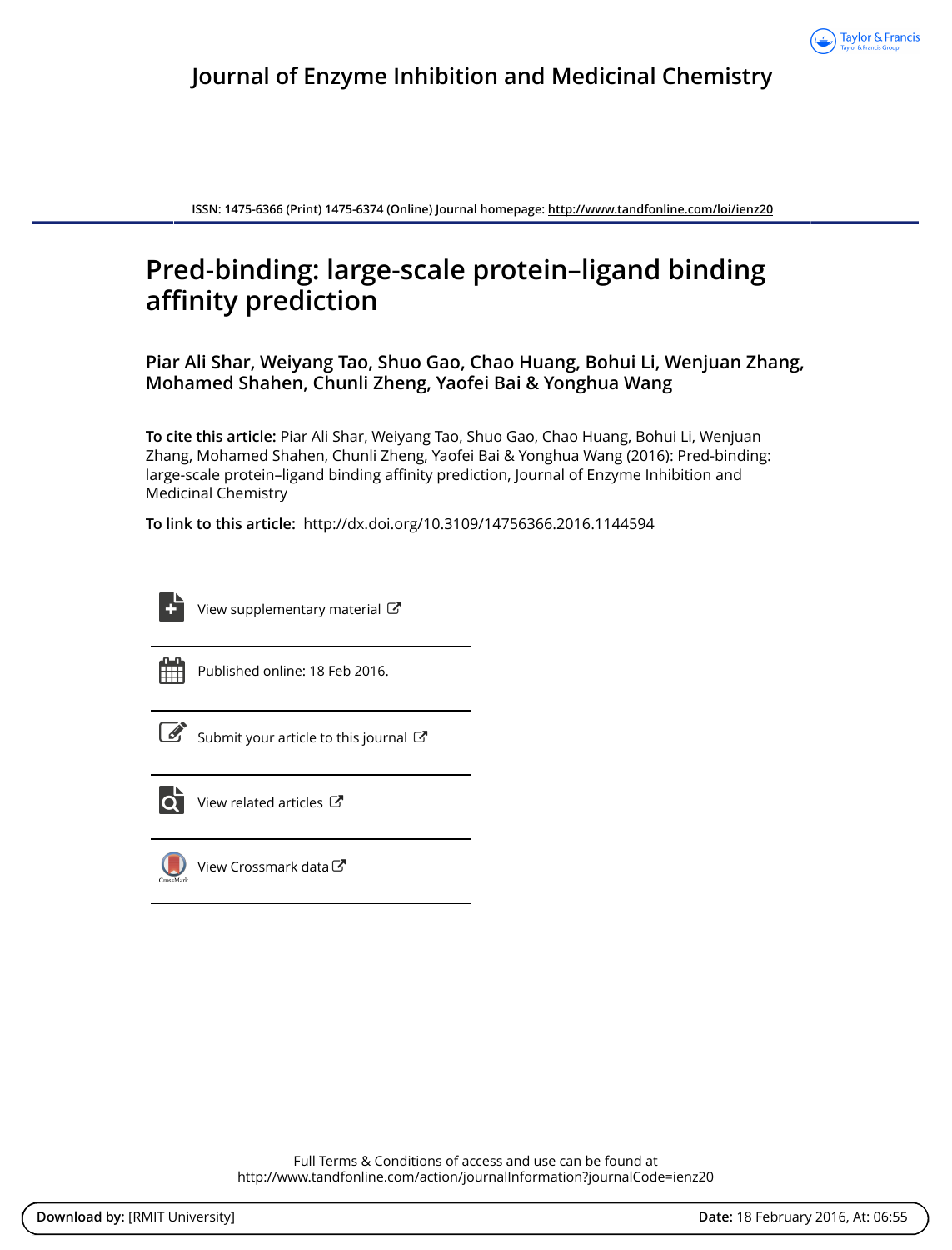Journal of Enzyme Inhibition and Medicinal Chemistry

ISSN: 1475-6366 (Print) 1475-6374 (Online) Journal homepage: http://www.tandfonline.com/loi/ienz20

# Pred-binding: large-scale protein–ligand binding affinity prediction

**Piar Ali Shar, Weiyang Tao, Shuo Gao, Chao Huang, Bohui Li, Wenjuan Zhang, Mohamed Shahen, Chunli Zheng, Yaofei Bai & Yonghua Wang**

**To cite this article:** Piar Ali Shar, Weiyang Tao, Shuo Gao, Chao Huang, Bohui Li, Wenjuan Zhang, Mohamed Shahen, Chunli Zheng, Yaofei Bai & Yonghua Wang (2016): Pred-binding: large-scale protein–ligand binding affinity prediction, Journal of Enzyme Inhibition and Medicinal Chemistry

**To link to this article:** http://dx.doi.org/10.3109/14756366.2016.1144594

View supplementary material

Published online: 18 Feb 2016.

Submit your article to this journal

View related articles

View Crossmark data

Full Terms & Conditions of access and use can be found at
http://www.tandfonline.com/action/journalInformation?journalCode=ienz20

**Download by:** [RMIT University] **Date:** 18 February 2016, At: 06:55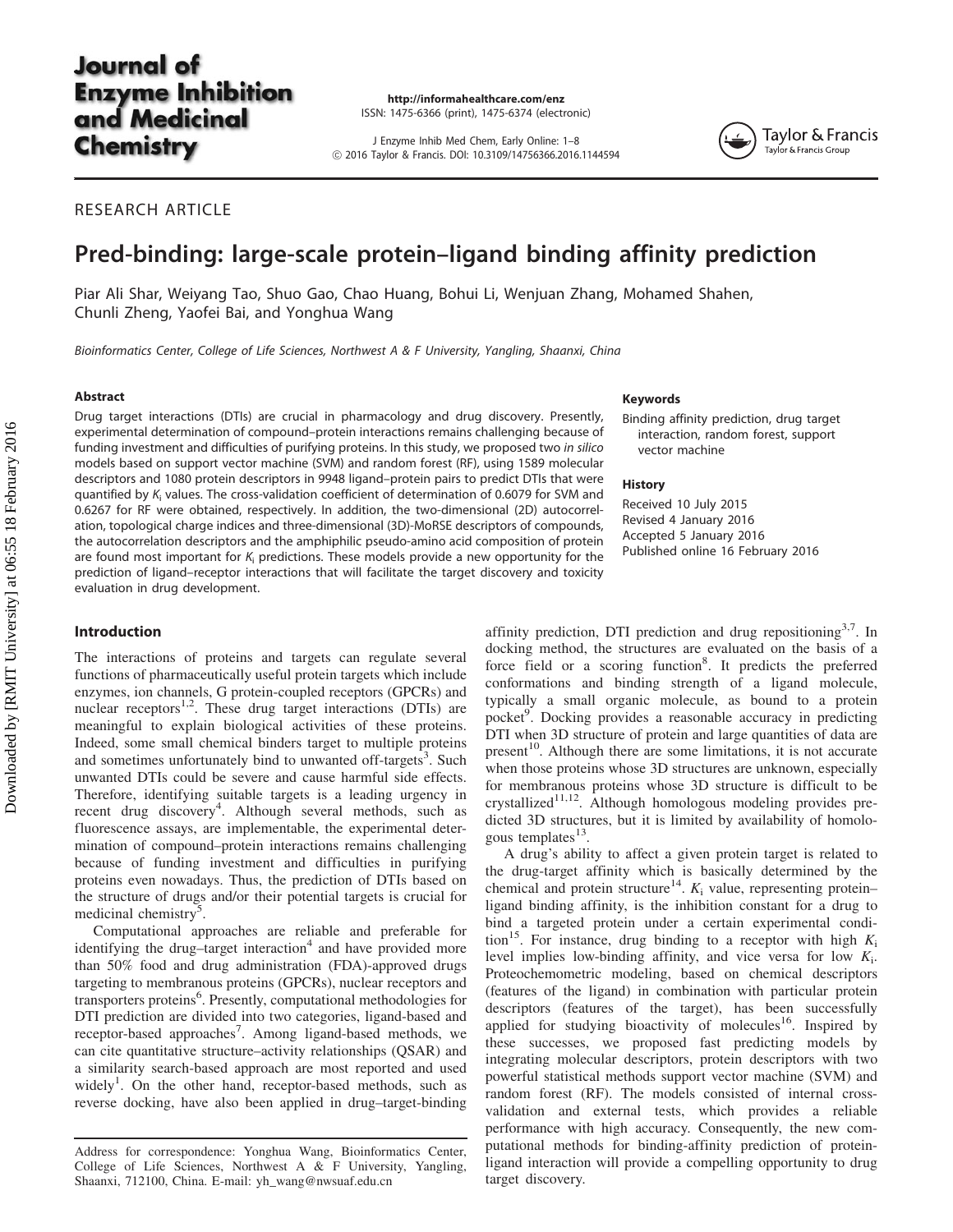# Pred-binding: large-scale protein–ligand binding affinity prediction

Piar Ali Shar, Weiyang Tao, Shuo Gao, Chao Huang, Bohui Li, Wenjuan Zhang, Mohamed Shahen, Chunli Zheng, Yaofei Bai, and Yonghua Wang

*Bioinformatics Center, College of Life Sciences, Northwest A & F University, Yangling, Shaanxi, China*

## Abstract

Drug target interactions (DTIs) are crucial in pharmacology and drug discovery. Presently, experimental determination of compound–protein interactions remains challenging because of funding investment and difficulties of purifying proteins. In this study, we proposed two *in silico* models based on support vector machine (SVM) and random forest (RF), using 1589 molecular descriptors and 1080 protein descriptors in 9948 ligand–protein pairs to predict DTIs that were quantified by $K_i$ values. The cross-validation coefficient of determination of 0.6079 for SVM and 0.6267 for RF were obtained, respectively. In addition, the two-dimensional (2D) autocorrelation, topological charge indices and three-dimensional (3D)-MoRSE descriptors of compounds, the autocorrelation descriptors and the amphiphilic pseudo-amino acid composition of protein are found most important for $K_i$ predictions. These models provide a new opportunity for the prediction of ligand–receptor interactions that will facilitate the target discovery and toxicity evaluation in drug development.

## Keywords

Binding affinity prediction, drug target interaction, random forest, support vector machine

## History

Received 10 July 2015
Revised 4 January 2016
Accepted 5 January 2016
Published online 16 February 2016

## Introduction

The interactions of proteins and targets can regulate several functions of pharmaceutically useful protein targets which include enzymes, ion channels, G protein-coupled receptors (GPCRs) and nuclear receptors[1,2]. These drug target interactions (DTIs) are meaningful to explain biological activities of these proteins. Indeed, some small chemical binders target to multiple proteins and sometimes unfortunately bind to unwanted off-targets[3]. Such unwanted DTIs could be severe and cause harmful side effects. Therefore, identifying suitable targets is a leading urgency in recent drug discovery[4]. Although several methods, such as fluorescence assays, are implementable, the experimental determination of compound–protein interactions remains challenging because of funding investment and difficulties in purifying proteins even nowadays. Thus, the prediction of DTIs based on the structure of drugs and/or their potential targets is crucial for medicinal chemistry[5].

Computational approaches are reliable and preferable for identifying the drug–target interaction[4] and have provided more than 50% food and drug administration (FDA)-approved drugs targeting to membranous proteins (GPCRs), nuclear receptors and transporters proteins[6]. Presently, computational methodologies for DTI prediction are divided into two categories, ligand-based and receptor-based approaches[7]. Among ligand-based methods, we can cite quantitative structure–activity relationships (QSAR) and a similarity search-based approach are most reported and used widely[1]. On the other hand, receptor-based methods, such as reverse docking, have also been applied in drug–target-binding affinity prediction, DTI prediction and drug repositioning[3,7]. In docking method, the structures are evaluated on the basis of a force field or a scoring function[8]. It predicts the preferred conformations and binding strength of a ligand molecule, typically a small organic molecule, as bound to a protein pocket[9]. Docking provides a reasonable accuracy in predicting DTI when 3D structure of protein and large quantities of data are present[10]. Although there are some limitations, it is not accurate when those proteins whose 3D structures are unknown, especially for membranous proteins whose 3D structure is difficult to be crystallized[11,12]. Although homologous modeling provides predicted 3D structures, but it is limited by availability of homologous templates[13].

A drug's ability to affect a given protein target is related to the drug-target affinity which is basically determined by the chemical and protein structure[14]. $K_i$ value, representing protein–ligand binding affinity, is the inhibition constant for a drug to bind a targeted protein under a certain experimental condition[15]. For instance, drug binding to a receptor with high $K_i$ level implies low-binding affinity, and vice versa for low $K_i$. Proteochemometric modeling, based on chemical descriptors (features of the ligand) in combination with particular protein descriptors (features of the target), has been successfully applied for studying bioactivity of molecules[16]. Inspired by these successes, we proposed fast predicting models by integrating molecular descriptors, protein descriptors with two powerful statistical methods support vector machine (SVM) and random forest (RF). The models consisted of internal cross-validation and external tests, which provides a reliable performance with high accuracy. Consequently, the new computational methods for binding-affinity prediction of protein-ligand interaction will provide a compelling opportunity to drug target discovery.

Address for correspondence: Yonghua Wang, Bioinformatics Center, College of Life Sciences, Northwest A & F University, Yangling, Shaanxi, 712100, China. E-mail: yh_wang@nwsuaf.edu.cn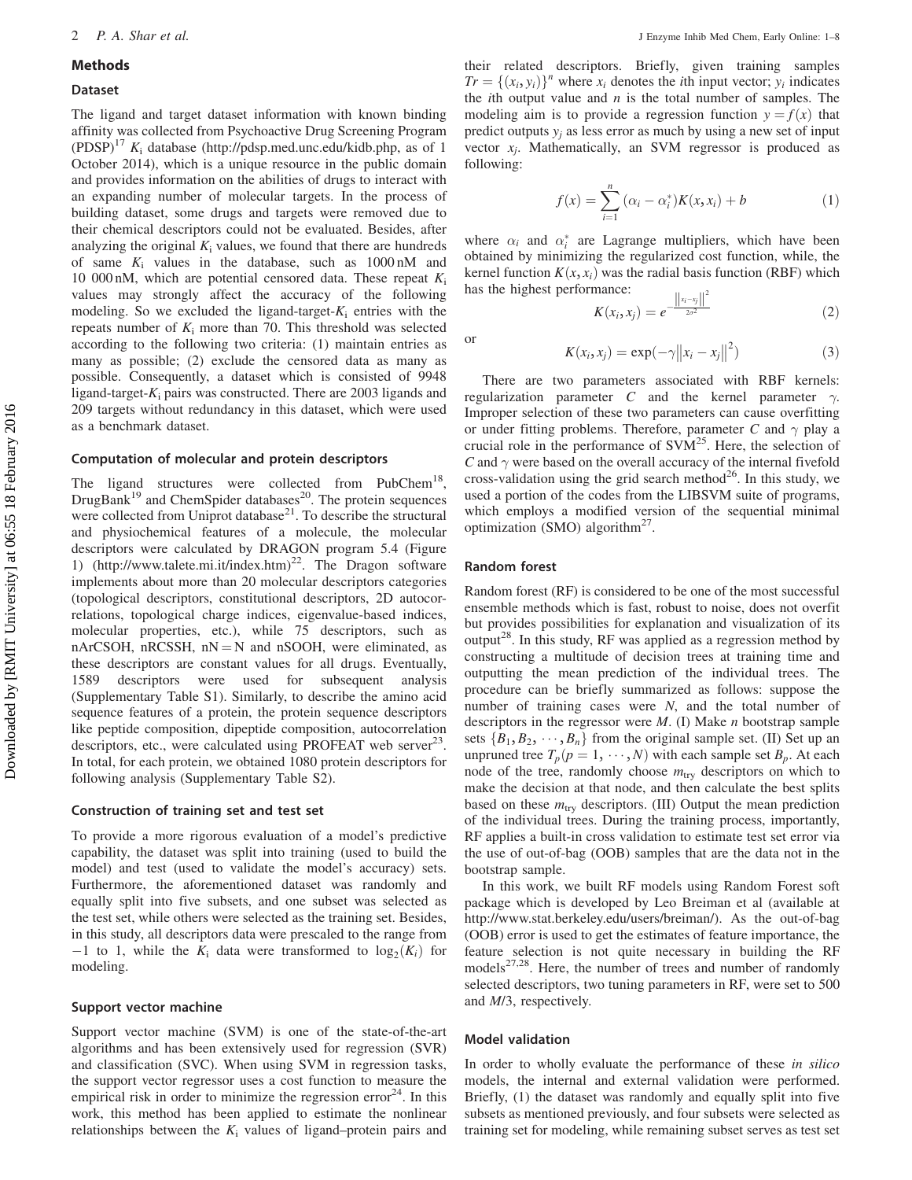## Methods

### Dataset

The ligand and target dataset information with known binding affinity was collected from Psychoactive Drug Screening Program (PDSP)[17] $K_i$ database (http://pdsp.med.unc.edu/kidb.php, as of 1 October 2014), which is a unique resource in the public domain and provides information on the abilities of drugs to interact with an expanding number of molecular targets. In the process of building dataset, some drugs and targets were removed due to their chemical descriptors could not be evaluated. Besides, after analyzing the original $K_i$ values, we found that there are hundreds of same $K_i$ values in the database, such as 1000 nM and 10 000 nM, which are potential censored data. These repeat $K_i$ values may strongly affect the accuracy of the following modeling. So we excluded the ligand-target-$K_i$ entries with the repeats number of $K_i$ more than 70. This threshold was selected according to the following two criteria: (1) maintain entries as many as possible; (2) exclude the censored data as many as possible. Consequently, a dataset which is consisted of 9948 ligand-target-$K_i$ pairs was constructed. There are 2003 ligands and 209 targets without redundancy in this dataset, which were used as a benchmark dataset.

### Computation of molecular and protein descriptors

The ligand structures were collected from PubChem[18], DrugBank[19] and ChemSpider databases[20]. The protein sequences were collected from Uniprot database[21]. To describe the structural and physiochemical features of a molecule, the molecular descriptors were calculated by DRAGON program 5.4 (Figure 1) (http://www.talete.mi.it/index.htm)[22]. The Dragon software implements about more than 20 molecular descriptors categories (topological descriptors, constitutional descriptors, 2D autocorrelations, topological charge indices, eigenvalue-based indices, molecular properties, etc.), while 75 descriptors, such as nArCSOH, nRCSSH, nN = N and nSOOH, were eliminated, as these descriptors are constant values for all drugs. Eventually, 1589 descriptors were used for subsequent analysis (Supplementary Table S1). Similarly, to describe the amino acid sequence features of a protein, the protein sequence descriptors like peptide composition, dipeptide composition, autocorrelation descriptors, etc., were calculated using PROFEAT web server[23]. In total, for each protein, we obtained 1080 protein descriptors for following analysis (Supplementary Table S2).

### Construction of training set and test set

To provide a more rigorous evaluation of a model's predictive capability, the dataset was split into training (used to build the model) and test (used to validate the model's accuracy) sets. Furthermore, the aforementioned dataset was randomly and equally split into five subsets, and one subset was selected as the test set, while others were selected as the training set. Besides, in this study, all descriptors data were prescaled to the range from −1 to 1, while the $K_i$ data were transformed to $\log_2(K_i)$ for modeling.

### Support vector machine

Support vector machine (SVM) is one of the state-of-the-art algorithms and has been extensively used for regression (SVR) and classification (SVC). When using SVM in regression tasks, the support vector regressor uses a cost function to measure the empirical risk in order to minimize the regression error[24]. In this work, this method has been applied to estimate the nonlinear relationships between the $K_i$ values of ligand–protein pairs and their related descriptors. Briefly, given training samples $Tr = \{(x_i, y_i)\}^n$ where $x_i$ denotes the $i$th input vector; $y_i$ indicates the $i$th output value and $n$ is the total number of samples. The modeling aim is to provide a regression function $y = f(x)$ that predict outputs $y_j$ as less error as much by using a new set of input vector $x_j$. Mathematically, an SVM regressor is produced as following:

$$f(x) = \sum_{i=1}^{n} (\alpha_i - \alpha_i^*) K(x, x_i) + b \tag{1}$$

where $\alpha_i$ and $\alpha_i^*$ are Lagrange multipliers, which have been obtained by minimizing the regularized cost function, while, the kernel function $K(x, x_i)$ was the radial basis function (RBF) which has the highest performance:

$$K(x_i, x_j) = e^{-\frac{\left\|x_i - x_j\right\|^2}{2\sigma^2}} \tag{2}$$

or

$$K(x_i, x_j) = \exp(-\gamma \left\|x_i - x_j\right\|^2) \tag{3}$$

There are two parameters associated with RBF kernels: regularization parameter $C$ and the kernel parameter $\gamma$. Improper selection of these two parameters can cause overfitting or under fitting problems. Therefore, parameter $C$ and $\gamma$ play a crucial role in the performance of SVM[25]. Here, the selection of $C$ and $\gamma$ were based on the overall accuracy of the internal fivefold cross-validation using the grid search method[26]. In this study, we used a portion of the codes from the LIBSVM suite of programs, which employs a modified version of the sequential minimal optimization (SMO) algorithm[27].

### Random forest

Random forest (RF) is considered to be one of the most successful ensemble methods which is fast, robust to noise, does not overfit but provides possibilities for explanation and visualization of its output[28]. In this study, RF was applied as a regression method by constructing a multitude of decision trees at training time and outputting the mean prediction of the individual trees. The procedure can be briefly summarized as follows: suppose the number of training cases were $N$, and the total number of descriptors in the regressor were $M$. (I) Make $n$ bootstrap sample sets $\{B_1, B_2, \cdots, B_n\}$ from the original sample set. (II) Set up an unpruned tree $T_p (p = 1, \cdots, N)$ with each sample set $B_p$. At each node of the tree, randomly choose $m_{try}$ descriptors on which to make the decision at that node, and then calculate the best splits based on these $m_{try}$ descriptors. (III) Output the mean prediction of the individual trees. During the training process, importantly, RF applies a built-in cross validation to estimate test set error via the use of out-of-bag (OOB) samples that are the data not in the bootstrap sample.

In this work, we built RF models using Random Forest soft package which is developed by Leo Breiman et al (available at http://www.stat.berkeley.edu/users/breiman/). As the out-of-bag (OOB) error is used to get the estimates of feature importance, the feature selection is not quite necessary in building the RF models[27,28]. Here, the number of trees and number of randomly selected descriptors, two tuning parameters in RF, were set to 500 and $M$/3, respectively.

### Model validation

In order to wholly evaluate the performance of these *in silico* models, the internal and external validation were performed. Briefly, (1) the dataset was randomly and equally split into five subsets as mentioned previously, and four subsets were selected as training set for modeling, while remaining subset serves as test set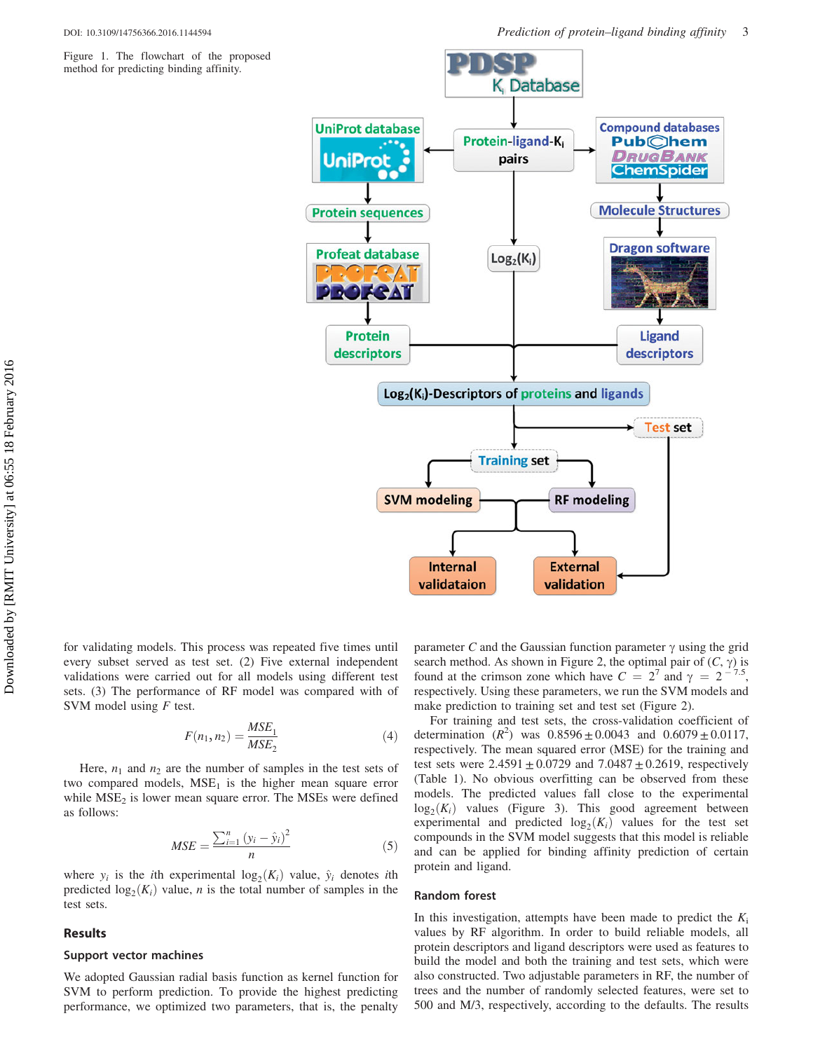Figure 1. The flowchart of the proposed method for predicting binding affinity.

for validating models. This process was repeated five times until every subset served as test set. (2) Five external independent validations were carried out for all models using different test sets. (3) The performance of RF model was compared with of SVM model using $F$ test.

$$F(n_1, n_2) = \frac{MSE_1}{MSE_2} \tag{4}$$

Here, $n_1$ and $n_2$ are the number of samples in the test sets of two compared models, $MSE_1$ is the higher mean square error while $MSE_2$ is lower mean square error. The MSEs were defined as follows:

$$MSE = \frac{\sum_{i=1}^{n} (y_i - \hat{y}_i)^2}{n} \tag{5}$$

where $y_i$ is the $i$th experimental $\log_2(K_i)$ value, $\hat{y}_i$ denotes $i$th predicted $\log_2(K_i)$ value, $n$ is the total number of samples in the test sets.

## Results

### Support vector machines

We adopted Gaussian radial basis function as kernel function for SVM to perform prediction. To provide the highest predicting performance, we optimized two parameters, that is, the penalty parameter $C$ and the Gaussian function parameter $\gamma$ using the grid search method. As shown in Figure 2, the optimal pair of $(C, \gamma)$ is found at the crimson zone which have $C = 2^7$ and $\gamma = 2^{-7.5}$, respectively. Using these parameters, we run the SVM models and make prediction to training set and test set (Figure 2).

For training and test sets, the cross-validation coefficient of determination ($R^2$) was $0.8596 \pm 0.0043$ and $0.6079 \pm 0.0117$, respectively. The mean squared error (MSE) for the training and test sets were $2.4591 \pm 0.0729$ and $7.0487 \pm 0.2619$, respectively (Table 1). No obvious overfitting can be observed from these models. The predicted values fall close to the experimental $\log_2(K_i)$ values (Figure 3). This good agreement between experimental and predicted $\log_2(K_i)$ values for the test set compounds in the SVM model suggests that this model is reliable and can be applied for binding affinity prediction of certain protein and ligand.

### Random forest

In this investigation, attempts have been made to predict the $K_i$ values by RF algorithm. In order to build reliable models, all protein descriptors and ligand descriptors were used as features to build the model and both the training and test sets, which were also constructed. Two adjustable parameters in RF, the number of trees and the number of randomly selected features, were set to 500 and M/3, respectively, according to the defaults. The results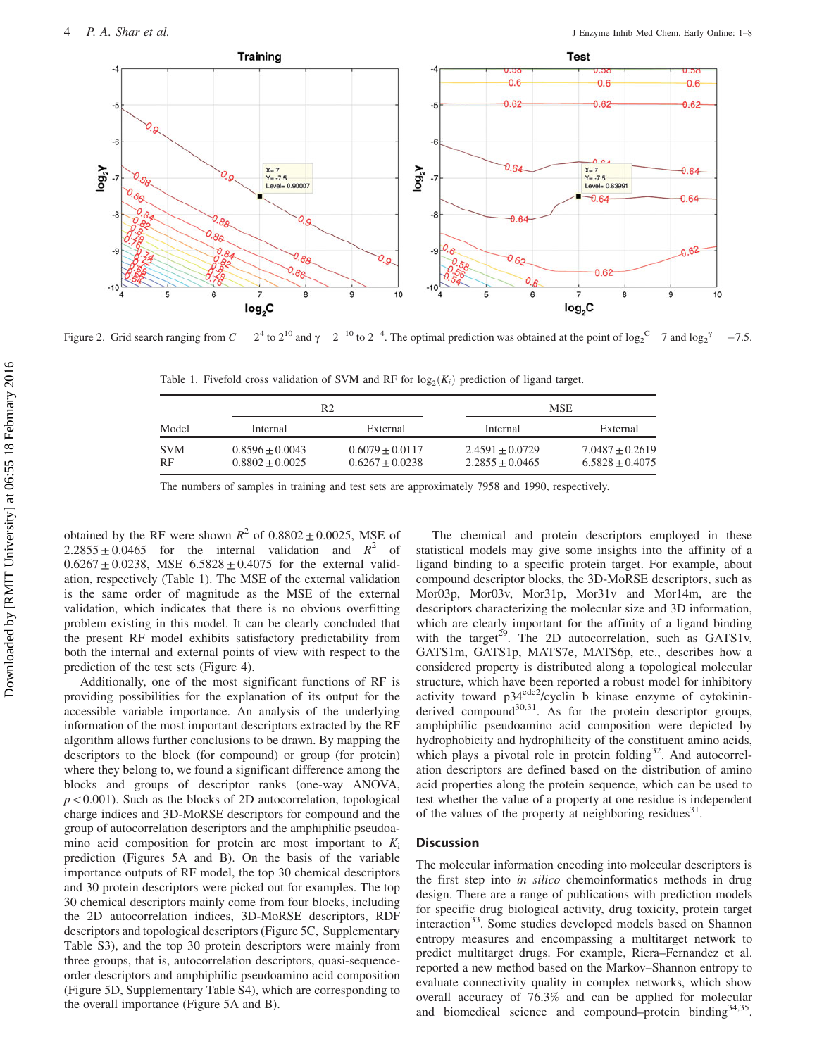Figure 2. Grid search ranging from $C = 2^4$ to $2^{10}$ and $\gamma = 2^{-10}$ to $2^{-4}$. The optimal prediction was obtained at the point of $\log_2^C = 7$ and $\log_2^\gamma = -7.5$.

Table 1. Fivefold cross validation of SVM and RF for $\log_2(K_i)$ prediction of ligand target.

| Model | R2 | | MSE | |
|---|---|---|---|---|
| | Internal | External | Internal | External |
| SVM | $0.8596 \pm 0.0043$ | $0.6079 \pm 0.0117$ | $2.4591 \pm 0.0729$ | $7.0487 \pm 0.2619$ |
| RF | $0.8802 \pm 0.0025$ | $0.6267 \pm 0.0238$ | $2.2855 \pm 0.0465$ | $6.5828 \pm 0.4075$ |

The numbers of samples in training and test sets are approximately 7958 and 1990, respectively.

obtained by the RF were shown $R^2$ of $0.8802 \pm 0.0025$, MSE of $2.2855 \pm 0.0465$ for the internal validation and $R^2$ of $0.6267 \pm 0.0238$, MSE $6.5828 \pm 0.4075$ for the external validation, respectively (Table 1). The MSE of the external validation is the same order of magnitude as the MSE of the external validation, which indicates that there is no obvious overfitting problem existing in this model. It can be clearly concluded that the present RF model exhibits satisfactory predictability from both the internal and external points of view with respect to the prediction of the test sets (Figure 4).

Additionally, one of the most significant functions of RF is providing possibilities for the explanation of its output for the accessible variable importance. An analysis of the underlying information of the most important descriptors extracted by the RF algorithm allows further conclusions to be drawn. By mapping the descriptors to the block (for compound) or group (for protein) where they belong to, we found a significant difference among the blocks and groups of descriptor ranks (one-way ANOVA, $p < 0.001$). Such as the blocks of 2D autocorrelation, topological charge indices and 3D-MoRSE descriptors for compound and the group of autocorrelation descriptors and the amphiphilic pseudoamino acid composition for protein are most important to $K_i$ prediction (Figures 5A and B). On the basis of the variable importance outputs of RF model, the top 30 chemical descriptors and 30 protein descriptors were picked out for examples. The top 30 chemical descriptors mainly come from four blocks, including the 2D autocorrelation indices, 3D-MoRSE descriptors, RDF descriptors and topological descriptors (Figure 5C, Supplementary Table S3), and the top 30 protein descriptors were mainly from three groups, that is, autocorrelation descriptors, quasi-sequence-order descriptors and amphiphilic pseudoamino acid composition (Figure 5D, Supplementary Table S4), which are corresponding to the overall importance (Figure 5A and B).

The chemical and protein descriptors employed in these statistical models may give some insights into the affinity of a ligand binding to a specific protein target. For example, about compound descriptor blocks, the 3D-MoRSE descriptors, such as Mor03p, Mor03v, Mor31p, Mor31v and Mor14m, are the descriptors characterizing the molecular size and 3D information, which are clearly important for the affinity of a ligand binding with the target[29]. The 2D autocorrelation, such as GATS1v, GATS1m, GATS1p, MATS7e, MATS6p, etc., describes how a considered property is distributed along a topological molecular structure, which have been reported a robust model for inhibitory activity toward $p34^{cdc2}$/cyclin b kinase enzyme of cytokinin-derived compound[30,31]. As for the protein descriptor groups, amphiphilic pseudoamino acid composition were depicted by hydrophobicity and hydrophilicity of the constituent amino acids, which plays a pivotal role in protein folding[32]. And autocorrelation descriptors are defined based on the distribution of amino acid properties along the protein sequence, which can be used to test whether the value of a property at one residue is independent of the values of the property at neighboring residues[31].

## Discussion

The molecular information encoding into molecular descriptors is the first step into *in silico* chemoinformatics methods in drug design. There are a range of publications with prediction models for specific drug biological activity, drug toxicity, protein target interaction[33]. Some studies developed models based on Shannon entropy measures and encompassing a multitarget network to predict multitarget drugs. For example, Riera–Fernandez et al. reported a new method based on the Markov–Shannon entropy to evaluate connectivity quality in complex networks, which show overall accuracy of 76.3% and can be applied for molecular and biomedical science and compound–protein binding[34,35].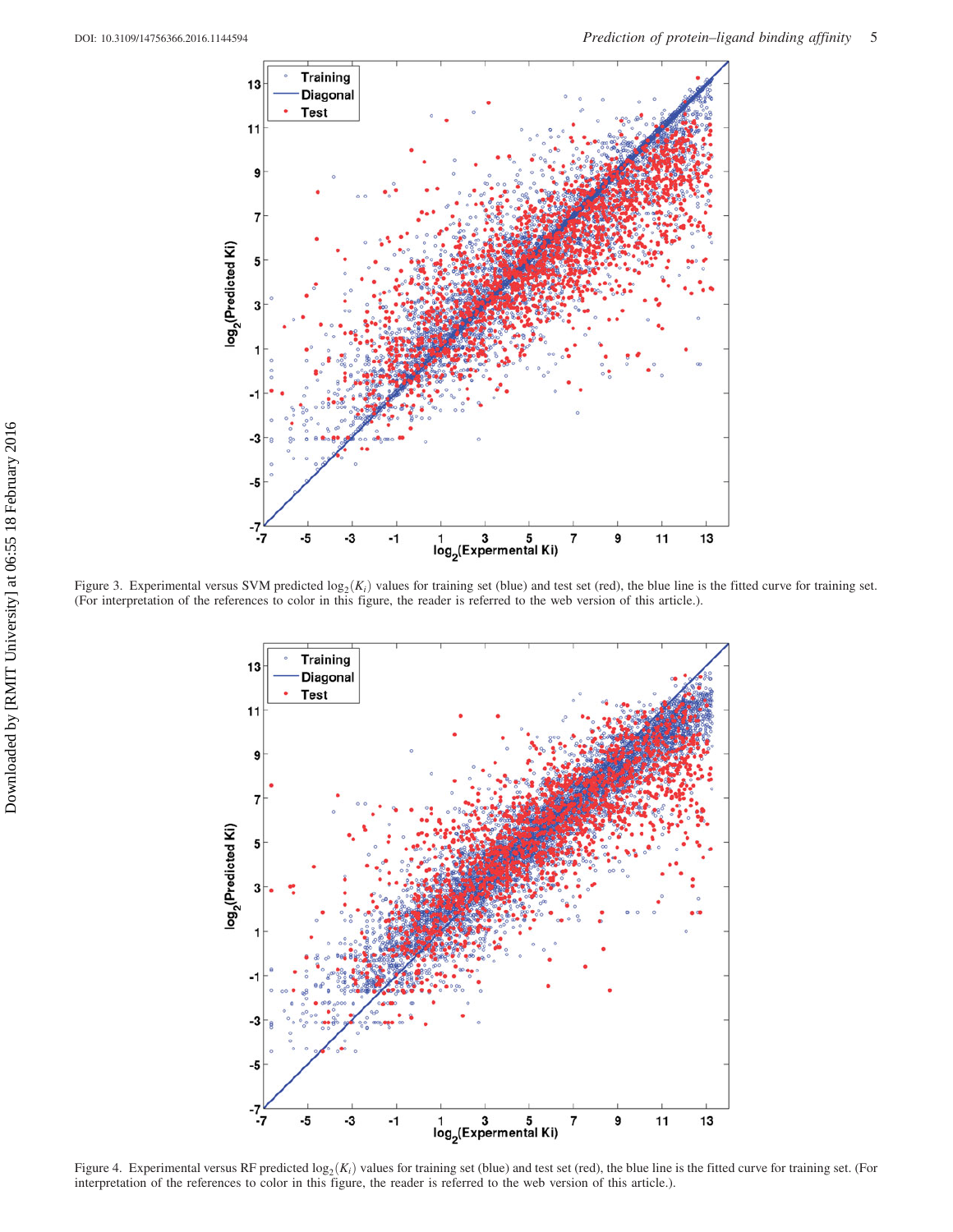Figure 3. Experimental versus SVM predicted $\log_2(K_i)$ values for training set (blue) and test set (red), the blue line is the fitted curve for training set. (For interpretation of the references to color in this figure, the reader is referred to the web version of this article.).

Figure 4. Experimental versus RF predicted $\log_2(K_i)$ values for training set (blue) and test set (red), the blue line is the fitted curve for training set. (For interpretation of the references to color in this figure, the reader is referred to the web version of this article.).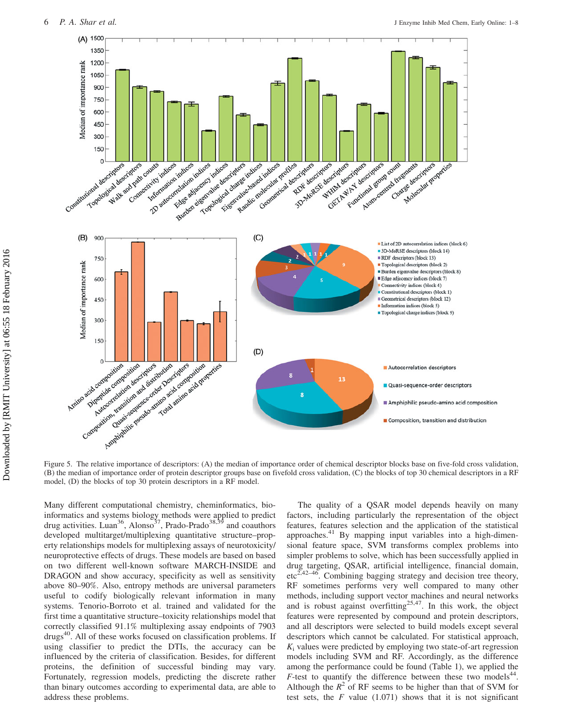Figure 5. The relative importance of descriptors: (A) the median of importance order of chemical descriptor blocks base on five-fold cross validation, (B) the median of importance order of protein descriptor groups base on fivefold cross validation, (C) the blocks of top 30 chemical descriptors in a RF model, (D) the blocks of top 30 protein descriptors in a RF model.

Many different computational chemistry, cheminformatics, bioinformatics and systems biology methods were applied to predict drug activities. Luan[36], Alonso[37], Prado-Prado[38,39] and coauthors developed multitarget/multiplexing quantitative structure–property relationships models for multiplexing assays of neurotoxicity/neuroprotective effects of drugs. These models are based on based on two different well-known software MARCH-INSIDE and DRAGON and show accuracy, specificity as well as sensitivity above 80–90%. Also, entropy methods are universal parameters useful to codify biologically relevant information in many systems. Tenorio-Borroto et al. trained and validated for the first time a quantitative structure–toxicity relationships model that correctly classified 91.1% multiplexing assay endpoints of 7903 drugs[40]. All of these works focused on classification problems. If using classifier to predict the DTIs, the accuracy can be influenced by the criteria of classification. Besides, for different proteins, the definition of successful binding may vary. Fortunately, regression models, predicting the discrete rather than binary outcomes according to experimental data, are able to address these problems.

The quality of a QSAR model depends heavily on many factors, including particularly the representation of the object features, features selection and the application of the statistical approaches.[41] By mapping input variables into a high-dimensional feature space, SVM transforms complex problems into simpler problems to solve, which has been successfully applied in drug targeting, QSAR, artificial intelligence, financial domain, etc[2,42–46]. Combining bagging strategy and decision tree theory, RF sometimes performs very well compared to many other methods, including support vector machines and neural networks and is robust against overfitting[25,47]. In this work, the object features were represented by compound and protein descriptors, and all descriptors were selected to build models except several descriptors which cannot be calculated. For statistical approach, $K_i$ values were predicted by employing two state-of-art regression models including SVM and RF. Accordingly, as the difference among the performance could be found (Table 1), we applied the $F$-test to quantify the difference between these two models[44]. Although the $R^2$ of RF seems to be higher than that of SVM for test sets, the $F$ value (1.071) shows that it is not significant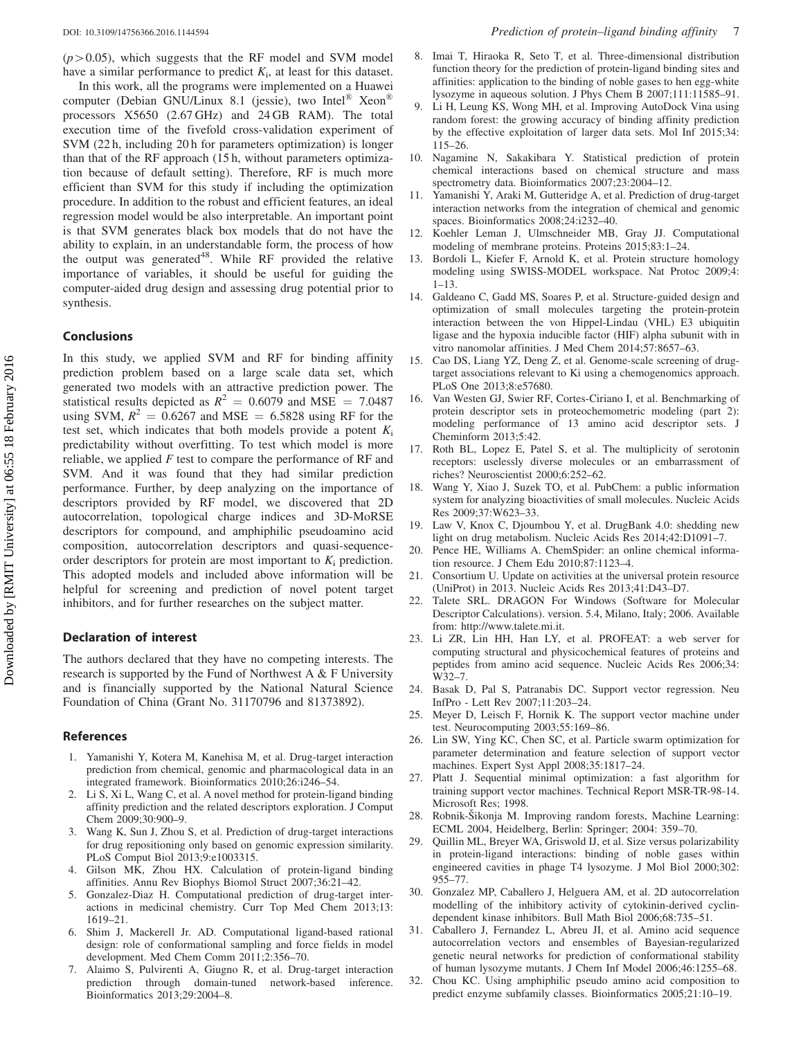($p > 0.05$), which suggests that the RF model and SVM model have a similar performance to predict $K_i$, at least for this dataset.

In this work, all the programs were implemented on a Huawei computer (Debian GNU/Linux 8.1 (jessie), two Intel® Xeon® processors X5650 (2.67 GHz) and 24 GB RAM). The total execution time of the fivefold cross-validation experiment of SVM (22 h, including 20 h for parameters optimization) is longer than that of the RF approach (15 h, without parameters optimization because of default setting). Therefore, RF is much more efficient than SVM for this study if including the optimization procedure. In addition to the robust and efficient features, an ideal regression model would be also interpretable. An important point is that SVM generates black box models that do not have the ability to explain, in an understandable form, the process of how the output was generated[48]. While RF provided the relative importance of variables, it should be useful for guiding the computer-aided drug design and assessing drug potential prior to synthesis.

## Conclusions

In this study, we applied SVM and RF for binding affinity prediction problem based on a large scale data set, which generated two models with an attractive prediction power. The statistical results depicted as $R^2 = 0.6079$ and $MSE = 7.0487$ using SVM, $R^2 = 0.6267$ and $MSE = 6.5828$ using RF for the test set, which indicates that both models provide a potent $K_i$ predictability without overfitting. To test which model is more reliable, we applied $F$ test to compare the performance of RF and SVM. And it was found that they had similar prediction performance. Further, by deep analyzing on the importance of descriptors provided by RF model, we discovered that 2D autocorrelation, topological charge indices and 3D-MoRSE descriptors for compound, and amphiphilic pseudoamino acid composition, autocorrelation descriptors and quasi-sequence-order descriptors for protein are most important to $K_i$ prediction. This adopted models and included above information will be helpful for screening and prediction of novel potent target inhibitors, and for further researches on the subject matter.

## Declaration of interest

The authors declared that they have no competing interests. The research is supported by the Fund of Northwest A & F University and is financially supported by the National Natural Science Foundation of China (Grant No. 31170796 and 81373892).

## References

1. Yamanishi Y, Kotera M, Kanehisa M, et al. Drug-target interaction prediction from chemical, genomic and pharmacological data in an integrated framework. Bioinformatics 2010;26:i246–54.
2. Li S, Xi L, Wang C, et al. A novel method for protein-ligand binding affinity prediction and the related descriptors exploration. J Comput Chem 2009;30:900–9.
3. Wang K, Sun J, Zhou S, et al. Prediction of drug-target interactions for drug repositioning only based on genomic expression similarity. PLoS Comput Biol 2013;9:e1003315.
4. Gilson MK, Zhou HX. Calculation of protein-ligand binding affinities. Annu Rev Biophys Biomol Struct 2007;36:21–42.
5. Gonzalez-Diaz H. Computational prediction of drug-target interactions in medicinal chemistry. Curr Top Med Chem 2013;13: 1619–21.
6. Shim J, Mackerell Jr. AD. Computational ligand-based rational design: role of conformational sampling and force fields in model development. Med Chem Comm 2011;2:356–70.
7. Alaimo S, Pulvirenti A, Giugno R, et al. Drug-target interaction prediction through domain-tuned network-based inference. Bioinformatics 2013;29:2004–8.
8. Imai T, Hiraoka R, Seto T, et al. Three-dimensional distribution function theory for the prediction of protein-ligand binding sites and affinities: application to the binding of noble gases to hen egg-white lysozyme in aqueous solution. J Phys Chem B 2007;111:11585–91.
9. Li H, Leung KS, Wong MH, et al. Improving AutoDock Vina using random forest: the growing accuracy of binding affinity prediction by the effective exploitation of larger data sets. Mol Inf 2015;34: 115–26.
10. Nagamine N, Sakakibara Y. Statistical prediction of protein chemical interactions based on chemical structure and mass spectrometry data. Bioinformatics 2007;23:2004–12.
11. Yamanishi Y, Araki M, Gutteridge A, et al. Prediction of drug-target interaction networks from the integration of chemical and genomic spaces. Bioinformatics 2008;24:i232–40.
12. Koehler Leman J, Ulmschneider MB, Gray JJ. Computational modeling of membrane proteins. Proteins 2015;83:1–24.
13. Bordoli L, Kiefer F, Arnold K, et al. Protein structure homology modeling using SWISS-MODEL workspace. Nat Protoc 2009;4: 1–13.
14. Galdeano C, Gadd MS, Soares P, et al. Structure-guided design and optimization of small molecules targeting the protein-protein interaction between the von Hippel-Lindau (VHL) E3 ubiquitin ligase and the hypoxia inducible factor (HIF) alpha subunit with in vitro nanomolar affinities. J Med Chem 2014;57:8657–63.
15. Cao DS, Liang YZ, Deng Z, et al. Genome-scale screening of drug-target associations relevant to Ki using a chemogenomics approach. PLoS One 2013;8:e57680.
16. Van Westen GJ, Swier RF, Cortes-Ciriano I, et al. Benchmarking of protein descriptor sets in proteochemometric modeling (part 2): modeling performance of 13 amino acid descriptor sets. J Cheminform 2013;5:42.
17. Roth BL, Lopez E, Patel S, et al. The multiplicity of serotonin receptors: uselessly diverse molecules or an embarrassment of riches? Neuroscientist 2000;6:252–62.
18. Wang Y, Xiao J, Suzek TO, et al. PubChem: a public information system for analyzing bioactivities of small molecules. Nucleic Acids Res 2009;37:W623–33.
19. Law V, Knox C, Djoumbou Y, et al. DrugBank 4.0: shedding new light on drug metabolism. Nucleic Acids Res 2014;42:D1091–7.
20. Pence HE, Williams A. ChemSpider: an online chemical information resource. J Chem Edu 2010;87:1123–4.
21. Consortium U. Update on activities at the universal protein resource (UniProt) in 2013. Nucleic Acids Res 2013;41:D43–D7.
22. Talete SRL. DRAGON For Windows (Software for Molecular Descriptor Calculations). version. 5.4, Milano, Italy; 2006. Available from: http://www.talete.mi.it.
23. Li ZR, Lin HH, Han LY, et al. PROFEAT: a web server for computing structural and physicochemical features of proteins and peptides from amino acid sequence. Nucleic Acids Res 2006;34: W32–7.
24. Basak D, Pal S, Patranabis DC. Support vector regression. Neu InfPro - Lett Rev 2007;11:203–24.
25. Meyer D, Leisch F, Hornik K. The support vector machine under test. Neurocomputing 2003;55:169–86.
26. Lin SW, Ying KC, Chen SC, et al. Particle swarm optimization for parameter determination and feature selection of support vector machines. Expert Syst Appl 2008;35:1817–24.
27. Platt J. Sequential minimal optimization: a fast algorithm for training support vector machines. Technical Report MSR-TR-98-14. Microsoft Res; 1998.
28. Robnik-Šikonja M. Improving random forests, Machine Learning: ECML 2004, Heidelberg, Berlin: Springer; 2004: 359–70.
29. Quillin ML, Breyer WA, Griswold IJ, et al. Size versus polarizability in protein-ligand interactions: binding of noble gases within engineered cavities in phage T4 lysozyme. J Mol Biol 2000;302: 955–77.
30. Gonzalez MP, Caballero J, Helguera AM, et al. 2D autocorrelation modelling of the inhibitory activity of cytokinin-derived cyclin-dependent kinase inhibitors. Bull Math Biol 2006;68:735–51.
31. Caballero J, Fernandez L, Abreu JI, et al. Amino acid sequence autocorrelation vectors and ensembles of Bayesian-regularized genetic neural networks for prediction of conformational stability of human lysozyme mutants. J Chem Inf Model 2006;46:1255–68.
32. Chou KC. Using amphiphilic pseudo amino acid composition to predict enzyme subfamily classes. Bioinformatics 2005;21:10–19.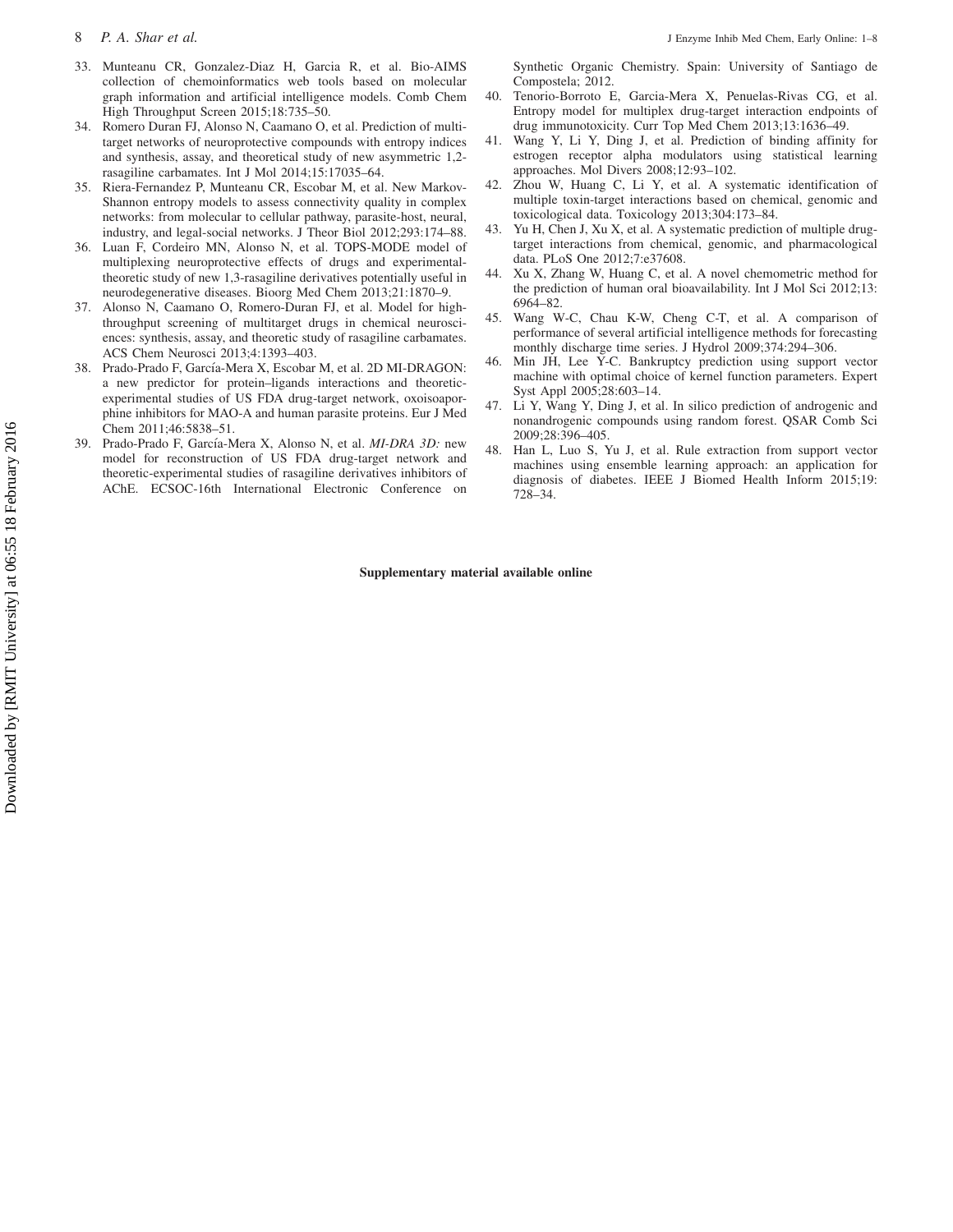33. Munteanu CR, Gonzalez-Diaz H, Garcia R, et al. Bio-AIMS collection of chemoinformatics web tools based on molecular graph information and artificial intelligence models. Comb Chem High Throughput Screen 2015;18:735–50.
34. Romero Duran FJ, Alonso N, Caamano O, et al. Prediction of multi-target networks of neuroprotective compounds with entropy indices and synthesis, assay, and theoretical study of new asymmetric 1,2-rasagiline carbamates. Int J Mol 2014;15:17035–64.
35. Riera-Fernandez P, Munteanu CR, Escobar M, et al. New Markov-Shannon entropy models to assess connectivity quality in complex networks: from molecular to cellular pathway, parasite-host, neural, industry, and legal-social networks. J Theor Biol 2012;293:174–88.
36. Luan F, Cordeiro MN, Alonso N, et al. TOPS-MODE model of multiplexing neuroprotective effects of drugs and experimental-theoretic study of new 1,3-rasagiline derivatives potentially useful in neurodegenerative diseases. Bioorg Med Chem 2013;21:1870–9.
37. Alonso N, Caamano O, Romero-Duran FJ, et al. Model for high-throughput screening of multitarget drugs in chemical neurosciences: synthesis, assay, and theoretic study of rasagiline carbamates. ACS Chem Neurosci 2013;4:1393–403.
38. Prado-Prado F, García-Mera X, Escobar M, et al. 2D MI-DRAGON: a new predictor for protein–ligands interactions and theoretic-experimental studies of US FDA drug-target network, oxoisoaporphine inhibitors for MAO-A and human parasite proteins. Eur J Med Chem 2011;46:5838–51.
39. Prado-Prado F, García-Mera X, Alonso N, et al. *MI-DRA 3D:* new model for reconstruction of US FDA drug-target network and theoretic-experimental studies of rasagiline derivatives inhibitors of AChE. ECSOC-16th International Electronic Conference on Synthetic Organic Chemistry. Spain: University of Santiago de Compostela; 2012.
40. Tenorio-Borroto E, Garcia-Mera X, Penuelas-Rivas CG, et al. Entropy model for multiplex drug-target interaction endpoints of drug immunotoxicity. Curr Top Med Chem 2013;13:1636–49.
41. Wang Y, Li Y, Ding J, et al. Prediction of binding affinity for estrogen receptor alpha modulators using statistical learning approaches. Mol Divers 2008;12:93–102.
42. Zhou W, Huang C, Li Y, et al. A systematic identification of multiple toxin-target interactions based on chemical, genomic and toxicological data. Toxicology 2013;304:173–84.
43. Yu H, Chen J, Xu X, et al. A systematic prediction of multiple drug-target interactions from chemical, genomic, and pharmacological data. PLoS One 2012;7:e37608.
44. Xu X, Zhang W, Huang C, et al. A novel chemometric method for the prediction of human oral bioavailability. Int J Mol Sci 2012;13: 6964–82.
45. Wang W-C, Chau K-W, Cheng C-T, et al. A comparison of performance of several artificial intelligence methods for forecasting monthly discharge time series. J Hydrol 2009;374:294–306.
46. Min JH, Lee Y-C. Bankruptcy prediction using support vector machine with optimal choice of kernel function parameters. Expert Syst Appl 2005;28:603–14.
47. Li Y, Wang Y, Ding J, et al. In silico prediction of androgenic and nonandrogenic compounds using random forest. QSAR Comb Sci 2009;28:396–405.
48. Han L, Luo S, Yu J, et al. Rule extraction from support vector machines using ensemble learning approach: an application for diagnosis of diabetes. IEEE J Biomed Health Inform 2015;19: 728–34.

**Supplementary material available online**